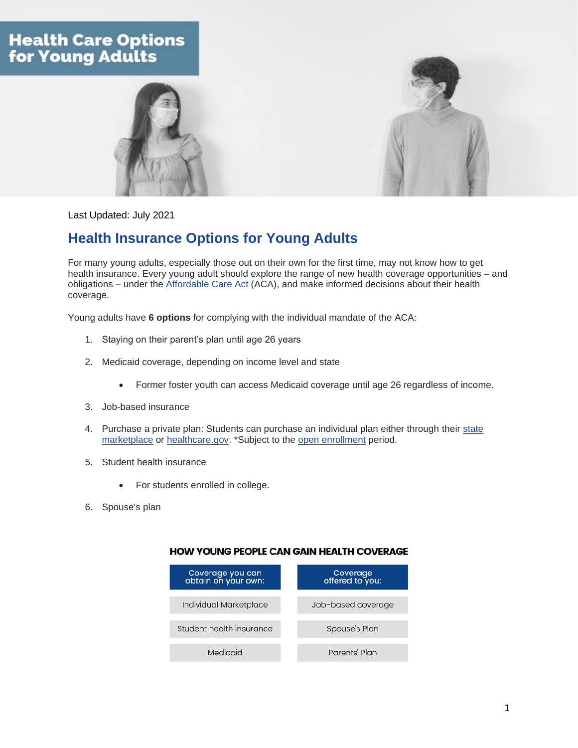# Health Care Options for Young Adults

Last Updated: July 2021

## Health Insurance Options for Young Adults

For many young adults, especially those out on their own for the first time, may not know how to get health insurance. Every young adult should explore the range of new health coverage opportunities – and obligations – under the Affordable Care Act (ACA), and make informed decisions about their health coverage.

Young adults have **6 options** for complying with the individual mandate of the ACA:

1. Staying on their parent's plan until age 26 years
2. Medicaid coverage, depending on income level and state
    - Former foster youth can access Medicaid coverage until age 26 regardless of income.
3. Job-based insurance
4. Purchase a private plan: Students can purchase an individual plan either through their state marketplace or healthcare.gov. *Subject to the open enrollment period.
5. Student health insurance
    - For students enrolled in college.
6. Spouse's plan

**HOW YOUNG PEOPLE CAN GAIN HEALTH COVERAGE**

| Coverage you can obtain on your own: | Coverage offered to you: |
| --- | --- |
| Individual Marketplace | Job-based coverage |
| Student health insurance | Spouse's Plan |
| Medicaid | Parents' Plan |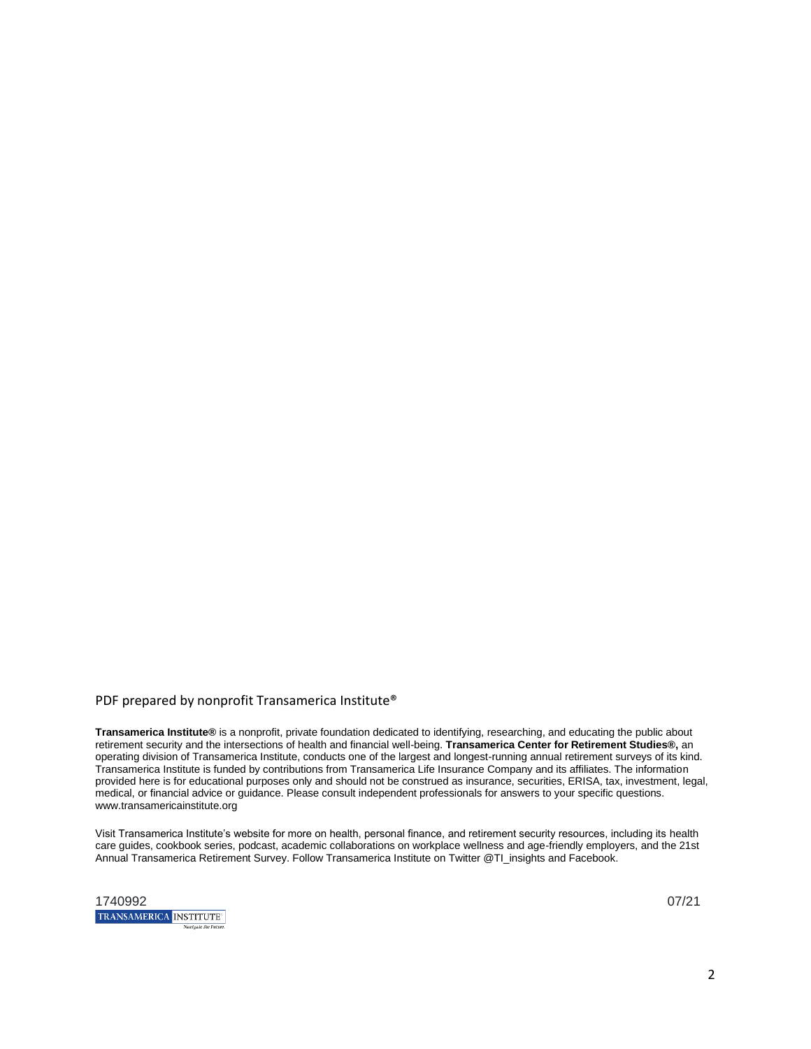PDF prepared by nonprofit Transamerica Institute®

**Transamerica Institute®** is a nonprofit, private foundation dedicated to identifying, researching, and educating the public about retirement security and the intersections of health and financial well-being. **Transamerica Center for Retirement Studies®,** an operating division of Transamerica Institute, conducts one of the largest and longest-running annual retirement surveys of its kind. Transamerica Institute is funded by contributions from Transamerica Life Insurance Company and its affiliates. The information provided here is for educational purposes only and should not be construed as insurance, securities, ERISA, tax, investment, legal, medical, or financial advice or guidance. Please consult independent professionals for answers to your specific questions. www.transamericainstitute.org

Visit Transamerica Institute's website for more on health, personal finance, and retirement security resources, including its health care guides, cookbook series, podcast, academic collaborations on workplace wellness and age-friendly employers, and the 21st Annual Transamerica Retirement Survey. Follow Transamerica Institute on Twitter @TI_insights and Facebook.

1740992 07/21

TRANSAMERICA INSTITUTE
Navigate the Future.